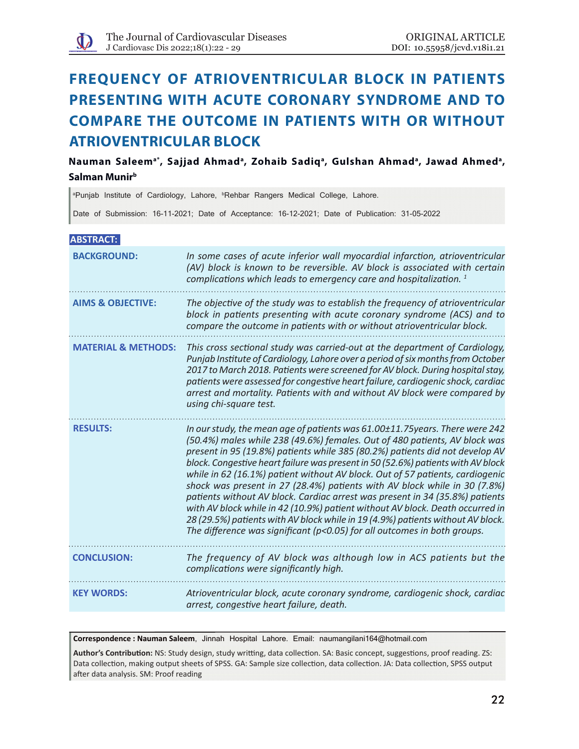ORIGINAL ARTICLE

DOI: 10.55958/jcvd.v18i1.21

# FREQUENCY OF ATRIOVENTRICULAR BLOCK IN PATIENTS PRESENTING WITH ACUTE CORONARY SYNDROME AND TO COMPARE THE OUTCOME IN PATIENTS WITH OR WITHOUT ATRIOVENTRICULAR BLOCK

**Nauman Saleem[a*], Sajjad Ahmad[a], Zohaib Sadiq[a], Gulshan Ahmad[a], Jawad Ahmed[a], Salman Munir[b]**

[a]Punjab Institute of Cardiology, Lahore, [b]Rehbar Rangers Medical College, Lahore.

Date of Submission: 16-11-2021; Date of Acceptance: 16-12-2021; Date of Publication: 31-05-2022

## ABSTRACT:

**BACKGROUND:** *In some cases of acute inferior wall myocardial infarction, atrioventricular (AV) block is known to be reversible. AV block is associated with certain complications which leads to emergency care and hospitalization. [1]*

**AIMS & OBJECTIVE:** *The objective of the study was to establish the frequency of atrioventricular block in patients presenting with acute coronary syndrome (ACS) and to compare the outcome in patients with or without atrioventricular block.*

**MATERIAL & METHODS:** *This cross sectional study was carried-out at the department of Cardiology, Punjab Institute of Cardiology, Lahore over a period of six months from October 2017 to March 2018. Patients were screened for AV block. During hospital stay, patients were assessed for congestive heart failure, cardiogenic shock, cardiac arrest and mortality. Patients with and without AV block were compared by using chi-square test.*

**RESULTS:** *In our study, the mean age of patients was 61.00±11.75years. There were 242 (50.4%) males while 238 (49.6%) females. Out of 480 patients, AV block was present in 95 (19.8%) patients while 385 (80.2%) patients did not develop AV block. Congestive heart failure was present in 50 (52.6%) patients with AV block while in 62 (16.1%) patient without AV block. Out of 57 patients, cardiogenic shock was present in 27 (28.4%) patients with AV block while in 30 (7.8%) patients without AV block. Cardiac arrest was present in 34 (35.8%) patients with AV block while in 42 (10.9%) patient without AV block. Death occurred in 28 (29.5%) patients with AV block while in 19 (4.9%) patients without AV block. The difference was significant ($p<0.05$) for all outcomes in both groups.*

**CONCLUSION:** *The frequency of AV block was although low in ACS patients but the complications were significantly high.*

**KEY WORDS:** *Atrioventricular block, acute coronary syndrome, cardiogenic shock, cardiac arrest, congestive heart failure, death.*

---

**Correspondence : Nauman Saleem**, Jinnah Hospital Lahore. Email: naumangilani164@hotmail.com

**Author's Contribution:** NS: Study design, study writting, data collection. SA: Basic concept, suggestions, proof reading. ZS: Data collection, making output sheets of SPSS. GA: Sample size collection, data collection. JA: Data collection, SPSS output after data analysis. SM: Proof reading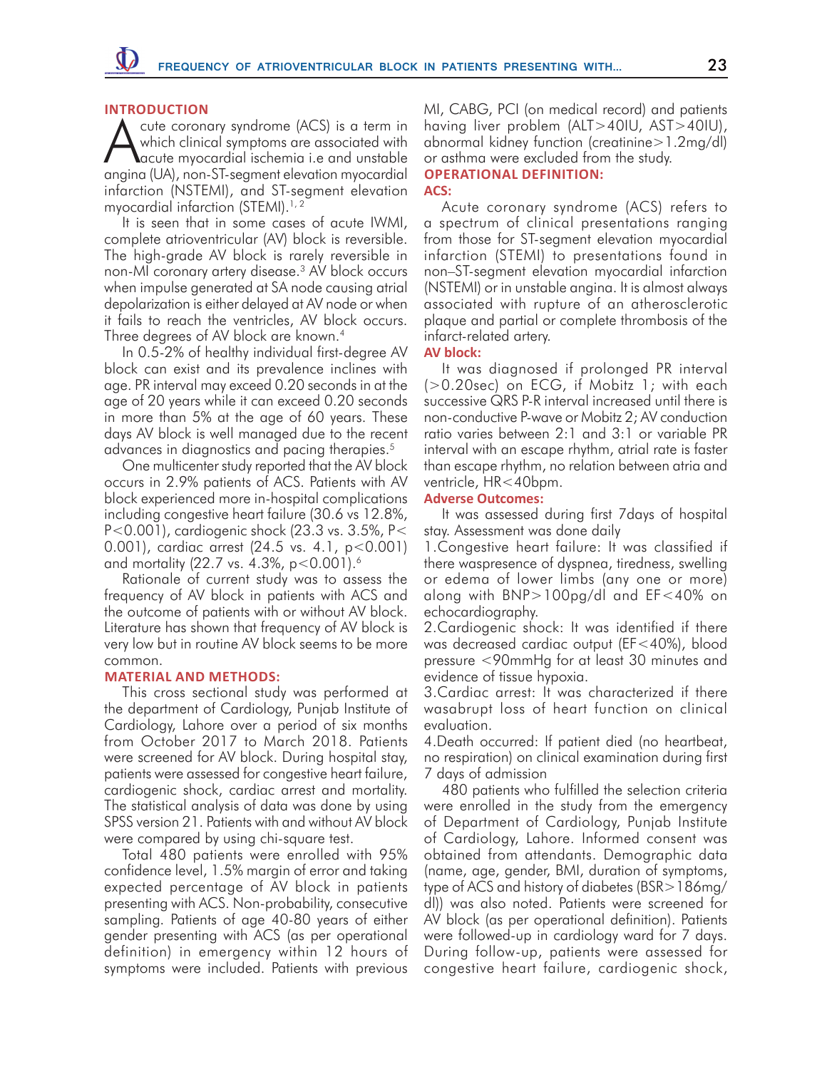## INTRODUCTION

Acute coronary syndrome (ACS) is a term in which clinical symptoms are associated with acute myocardial ischemia i.e and unstable angina (UA), non-ST-segment elevation myocardial infarction (NSTEMI), and ST-segment elevation myocardial infarction (STEMI).[1, 2]

It is seen that in some cases of acute IWMI, complete atrioventricular (AV) block is reversible. The high-grade AV block is rarely reversible in non-MI coronary artery disease.[3] AV block occurs when impulse generated at SA node causing atrial depolarization is either delayed at AV node or when it fails to reach the ventricles, AV block occurs. Three degrees of AV block are known.[4]

In 0.5-2% of healthy individual first-degree AV block can exist and its prevalence inclines with age. PR interval may exceed 0.20 seconds in at the age of 20 years while it can exceed 0.20 seconds in more than 5% at the age of 60 years. These days AV block is well managed due to the recent advances in diagnostics and pacing therapies.[5]

One multicenter study reported that the AV block occurs in 2.9% patients of ACS. Patients with AV block experienced more in-hospital complications including congestive heart failure (30.6 vs 12.8%, $P<0.001$), cardiogenic shock (23.3 vs. 3.5%, $P<0.001$), cardiac arrest (24.5 vs. 4.1, $p<0.001$) and mortality (22.7 vs. 4.3%, $p<0.001$).[6]

Rationale of current study was to assess the frequency of AV block in patients with ACS and the outcome of patients with or without AV block. Literature has shown that frequency of AV block is very low but in routine AV block seems to be more common.

## MATERIAL AND METHODS:

This cross sectional study was performed at the department of Cardiology, Punjab Institute of Cardiology, Lahore over a period of six months from October 2017 to March 2018. Patients were screened for AV block. During hospital stay, patients were assessed for congestive heart failure, cardiogenic shock, cardiac arrest and mortality. The statistical analysis of data was done by using SPSS version 21. Patients with and without AV block were compared by using chi-square test.

Total 480 patients were enrolled with 95% confidence level, 1.5% margin of error and taking expected percentage of AV block in patients presenting with ACS. Non-probability, consecutive sampling. Patients of age 40-80 years of either gender presenting with ACS (as per operational definition) in emergency within 12 hours of symptoms were included. Patients with previous MI, CABG, PCI (on medical record) and patients having liver problem (ALT>40IU, AST>40IU), abnormal kidney function (creatinine>1.2mg/dl) or asthma were excluded from the study.

### OPERATIONAL DEFINITION:

#### ACS:

Acute coronary syndrome (ACS) refers to a spectrum of clinical presentations ranging from those for ST-segment elevation myocardial infarction (STEMI) to presentations found in non–ST-segment elevation myocardial infarction (NSTEMI) or in unstable angina. It is almost always associated with rupture of an atherosclerotic plaque and partial or complete thrombosis of the infarct-related artery.

#### AV block:

It was diagnosed if prolonged PR interval (>0.20sec) on ECG, if Mobitz 1; with each successive QRS P-R interval increased until there is non-conductive P-wave or Mobitz 2; AV conduction ratio varies between 2:1 and 3:1 or variable PR interval with an escape rhythm, atrial rate is faster than escape rhythm, no relation between atria and ventricle, HR<40bpm.

#### Adverse Outcomes:

It was assessed during first 7days of hospital stay. Assessment was done daily

1. Congestive heart failure: It was classified if there waspresence of dyspnea, tiredness, swelling or edema of lower limbs (any one or more) along with BNP>100pg/dl and EF<40% on echocardiography.
2. Cardiogenic shock: It was identified if there was decreased cardiac output (EF<40%), blood pressure <90mmHg for at least 30 minutes and evidence of tissue hypoxia.
3. Cardiac arrest: It was characterized if there wasabrupt loss of heart function on clinical evaluation.
4. Death occurred: If patient died (no heartbeat, no respiration) on clinical examination during first 7 days of admission

480 patients who fulfilled the selection criteria were enrolled in the study from the emergency of Department of Cardiology, Punjab Institute of Cardiology, Lahore. Informed consent was obtained from attendants. Demographic data (name, age, gender, BMI, duration of symptoms, type of ACS and history of diabetes (BSR>186mg/dl)) was also noted. Patients were screened for AV block (as per operational definition). Patients were followed-up in cardiology ward for 7 days. During follow-up, patients were assessed for congestive heart failure, cardiogenic shock,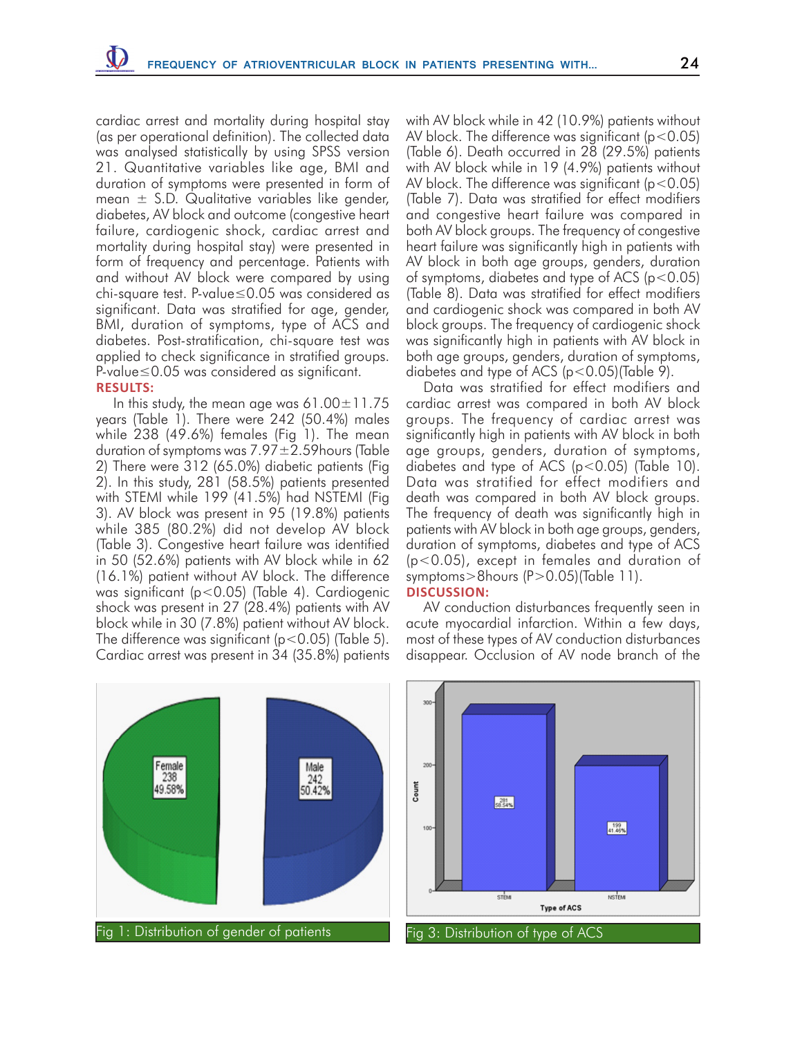cardiac arrest and mortality during hospital stay (as per operational definition). The collected data was analysed statistically by using SPSS version 21. Quantitative variables like age, BMI and duration of symptoms were presented in form of mean ± S.D. Qualitative variables like gender, diabetes, AV block and outcome (congestive heart failure, cardiogenic shock, cardiac arrest and mortality during hospital stay) were presented in form of frequency and percentage. Patients with and without AV block were compared by using chi-square test. P-value≤0.05 was considered as significant. Data was stratified for age, gender, BMI, duration of symptoms, type of ACS and diabetes. Post-stratification, chi-square test was applied to check significance in stratified groups. P-value≤0.05 was considered as significant.

## RESULTS:

In this study, the mean age was 61.00±11.75 years (Table 1). There were 242 (50.4%) males while 238 (49.6%) females (Fig 1). The mean duration of symptoms was 7.97±2.59hours (Table 2) There were 312 (65.0%) diabetic patients (Fig 2). In this study, 281 (58.5%) patients presented with STEMI while 199 (41.5%) had NSTEMI (Fig 3). AV block was present in 95 (19.8%) patients while 385 (80.2%) did not develop AV block (Table 3). Congestive heart failure was identified in 50 (52.6%) patients with AV block while in 62 (16.1%) patient without AV block. The difference was significant ($p<0.05$) (Table 4). Cardiogenic shock was present in 27 (28.4%) patients with AV block while in 30 (7.8%) patient without AV block. The difference was significant ($p<0.05$) (Table 5). Cardiac arrest was present in 34 (35.8%) patients with AV block while in 42 (10.9%) patients without AV block. The difference was significant ($p<0.05$) (Table 6). Death occurred in 28 (29.5%) patients with AV block while in 19 (4.9%) patients without AV block. The difference was significant ($p<0.05$) (Table 7). Data was stratified for effect modifiers and congestive heart failure was compared in both AV block groups. The frequency of congestive heart failure was significantly high in patients with AV block in both age groups, genders, duration of symptoms, diabetes and type of ACS ($p<0.05$) (Table 8). Data was stratified for effect modifiers and cardiogenic shock was compared in both AV block groups. The frequency of cardiogenic shock was significantly high in patients with AV block in both age groups, genders, duration of symptoms, diabetes and type of ACS ($p<0.05$)(Table 9).

Data was stratified for effect modifiers and cardiac arrest was compared in both AV block groups. The frequency of cardiac arrest was significantly high in patients with AV block in both age groups, genders, duration of symptoms, diabetes and type of ACS ($p<0.05$) (Table 10). Data was stratified for effect modifiers and death was compared in both AV block groups. The frequency of death was significantly high in patients with AV block in both age groups, genders, duration of symptoms, diabetes and type of ACS ($p<0.05$), except in females and duration of symptoms>8hours ($P>0.05$)(Table 11).

## DISCUSSION:

AV conduction disturbances frequently seen in acute myocardial infarction. Within a few days, most of these types of AV conduction disturbances disappear. Occlusion of AV node branch of the

Fig 1: Distribution of gender of patients

Fig 3: Distribution of type of ACS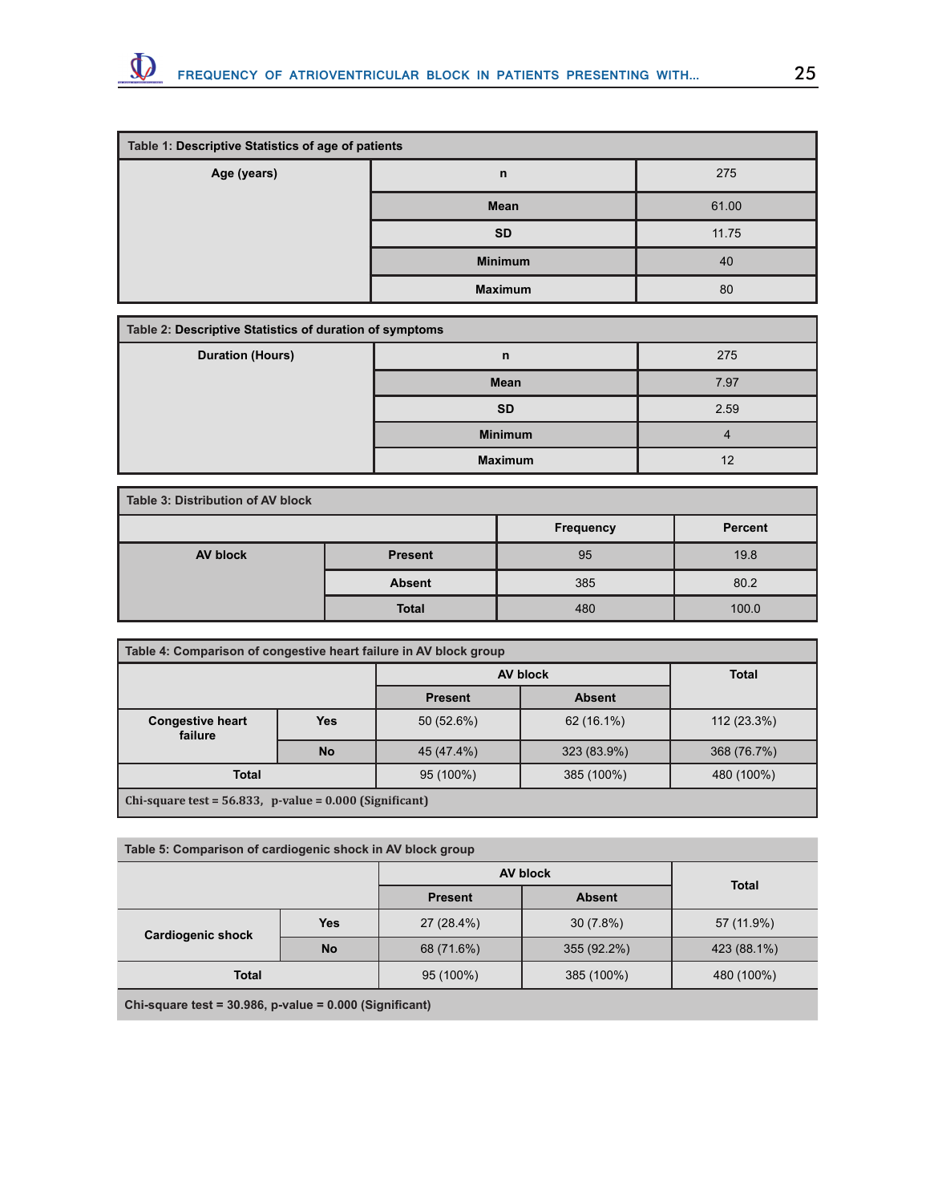**Table 1: Descriptive Statistics of age of patients**

| Age (years) | | |
|---|---|---|
| | n | 275 |
| | Mean | 61.00 |
| | SD | 11.75 |
| | Minimum | 40 |
| | Maximum | 80 |

**Table 2: Descriptive Statistics of duration of symptoms**

| Duration (Hours) | | |
|---|---|---|
| | n | 275 |
| | Mean | 7.97 |
| | SD | 2.59 |
| | Minimum | 4 |
| | Maximum | 12 |

**Table 3: Distribution of AV block**

| | | Frequency | Percent |
|---|---|---|---|
| AV block | Present | 95 | 19.8 |
| | Absent | 385 | 80.2 |
| | Total | 480 | 100.0 |

**Table 4: Comparison of congestive heart failure in AV block group**

| | | AV block | | Total |
|---|---|---|---|---|
| | | Present | Absent | |
| Congestive heart failure | Yes | 50 (52.6%) | 62 (16.1%) | 112 (23.3%) |
| | No | 45 (47.4%) | 323 (83.9%) | 368 (76.7%) |
| Total | | 95 (100%) | 385 (100%) | 480 (100%) |

Chi-square test = 56.833, p-value = 0.000 (Significant)

**Table 5: Comparison of cardiogenic shock in AV block group**

| | | AV block | | Total |
|---|---|---|---|---|
| | | Present | Absent | |
| Cardiogenic shock | Yes | 27 (28.4%) | 30 (7.8%) | 57 (11.9%) |
| | No | 68 (71.6%) | 355 (92.2%) | 423 (88.1%) |
| Total | | 95 (100%) | 385 (100%) | 480 (100%) |

Chi-square test = 30.986, p-value = 0.000 (Significant)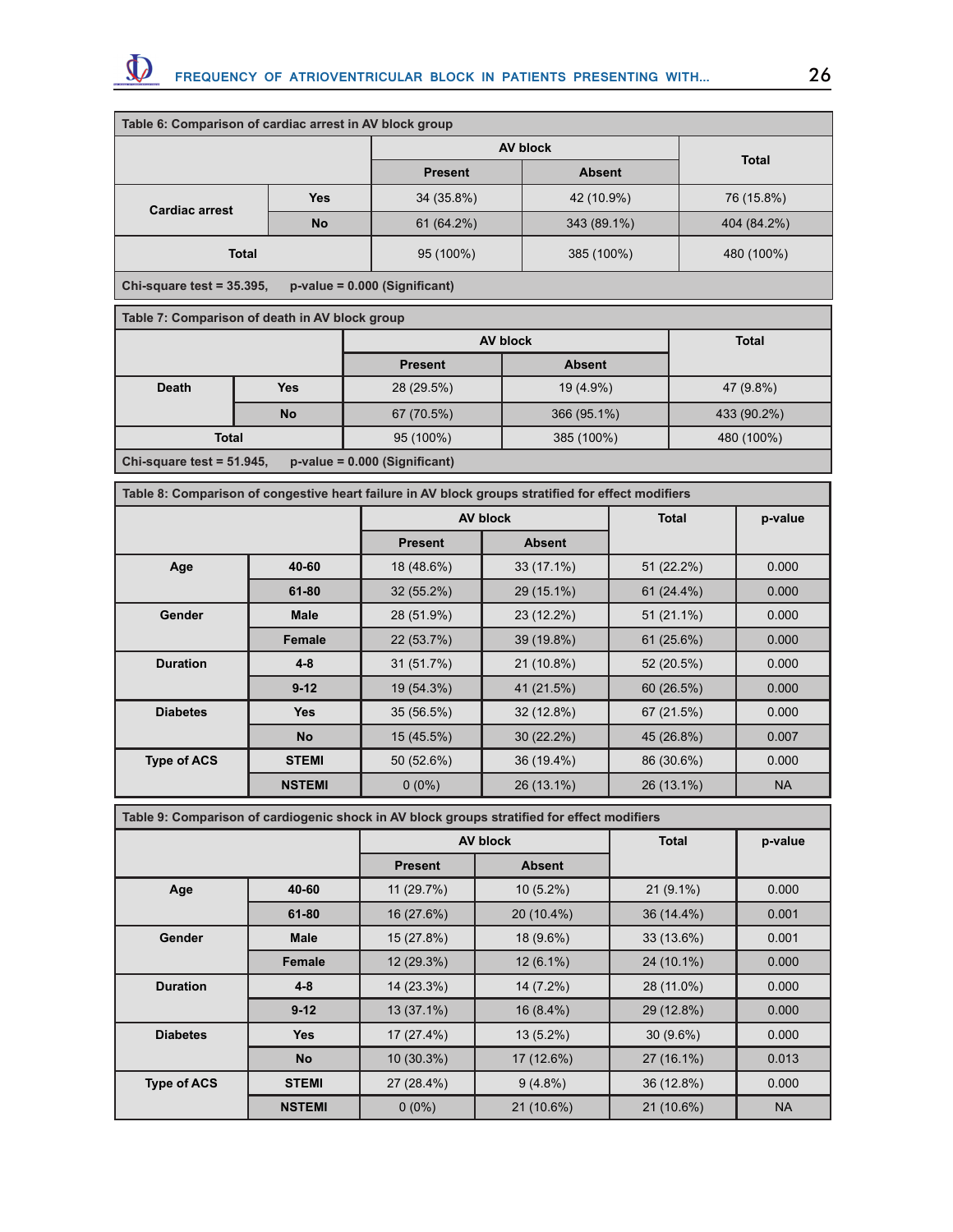**Table 6: Comparison of cardiac arrest in AV block group**

| | | AV block | | Total |
|---|---|---|---|---|
| | | Present | Absent | |
| Cardiac arrest | Yes | 34 (35.8%) | 42 (10.9%) | 76 (15.8%) |
| | No | 61 (64.2%) | 343 (89.1%) | 404 (84.2%) |
| Total | | 95 (100%) | 385 (100%) | 480 (100%) |

Chi-square test = 35.395, p-value = 0.000 (Significant)

**Table 7: Comparison of death in AV block group**

| | | AV block | | Total |
|---|---|---|---|---|
| | | Present | Absent | |
| Death | Yes | 28 (29.5%) | 19 (4.9%) | 47 (9.8%) |
| | No | 67 (70.5%) | 366 (95.1%) | 433 (90.2%) |
| Total | | 95 (100%) | 385 (100%) | 480 (100%) |

Chi-square test = 51.945, p-value = 0.000 (Significant)

**Table 8: Comparison of congestive heart failure in AV block groups stratified for effect modifiers**

| | | AV block | | Total | p-value |
|---|---|---|---|---|---|
| | | Present | Absent | | |
| Age | 40-60 | 18 (48.6%) | 33 (17.1%) | 51 (22.2%) | 0.000 |
| | 61-80 | 32 (55.2%) | 29 (15.1%) | 61 (24.4%) | 0.000 |
| Gender | Male | 28 (51.9%) | 23 (12.2%) | 51 (21.1%) | 0.000 |
| | Female | 22 (53.7%) | 39 (19.8%) | 61 (25.6%) | 0.000 |
| Duration | 4-8 | 31 (51.7%) | 21 (10.8%) | 52 (20.5%) | 0.000 |
| | 9-12 | 19 (54.3%) | 41 (21.5%) | 60 (26.5%) | 0.000 |
| Diabetes | Yes | 35 (56.5%) | 32 (12.8%) | 67 (21.5%) | 0.000 |
| | No | 15 (45.5%) | 30 (22.2%) | 45 (26.8%) | 0.007 |
| Type of ACS | STEMI | 50 (52.6%) | 36 (19.4%) | 86 (30.6%) | 0.000 |
| | NSTEMI | 0 (0%) | 26 (13.1%) | 26 (13.1%) | NA |

**Table 9: Comparison of cardiogenic shock in AV block groups stratified for effect modifiers**

| | | AV block | | Total | p-value |
|---|---|---|---|---|---|
| | | Present | Absent | | |
| Age | 40-60 | 11 (29.7%) | 10 (5.2%) | 21 (9.1%) | 0.000 |
| | 61-80 | 16 (27.6%) | 20 (10.4%) | 36 (14.4%) | 0.001 |
| Gender | Male | 15 (27.8%) | 18 (9.6%) | 33 (13.6%) | 0.001 |
| | Female | 12 (29.3%) | 12 (6.1%) | 24 (10.1%) | 0.000 |
| Duration | 4-8 | 14 (23.3%) | 14 (7.2%) | 28 (11.0%) | 0.000 |
| | 9-12 | 13 (37.1%) | 16 (8.4%) | 29 (12.8%) | 0.000 |
| Diabetes | Yes | 17 (27.4%) | 13 (5.2%) | 30 (9.6%) | 0.000 |
| | No | 10 (30.3%) | 17 (12.6%) | 27 (16.1%) | 0.013 |
| Type of ACS | STEMI | 27 (28.4%) | 9 (4.8%) | 36 (12.8%) | 0.000 |
| | NSTEMI | 0 (0%) | 21 (10.6%) | 21 (10.6%) | NA |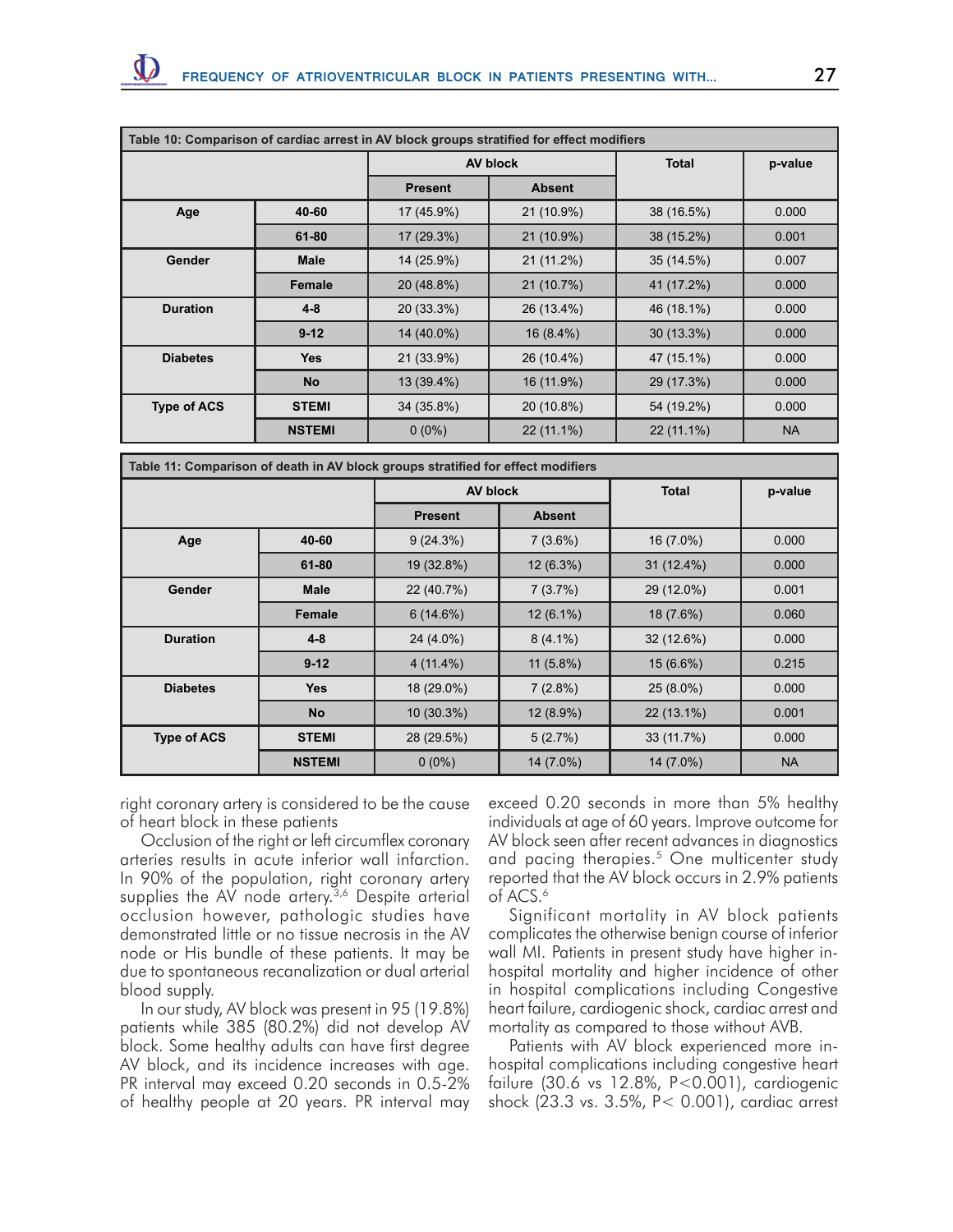| Table 10: Comparison of cardiac arrest in AV block groups stratified for effect modifiers | | | | | |
|---|---|---|---|---|---|
| | | AV block | | Total | p-value |
| | | Present | Absent | | |
| Age | 40-60 | 17 (45.9%) | 21 (10.9%) | 38 (16.5%) | 0.000 |
| | 61-80 | 17 (29.3%) | 21 (10.9%) | 38 (15.2%) | 0.001 |
| Gender | Male | 14 (25.9%) | 21 (11.2%) | 35 (14.5%) | 0.007 |
| | Female | 20 (48.8%) | 21 (10.7%) | 41 (17.2%) | 0.000 |
| Duration | 4-8 | 20 (33.3%) | 26 (13.4%) | 46 (18.1%) | 0.000 |
| | 9-12 | 14 (40.0%) | 16 (8.4%) | 30 (13.3%) | 0.000 |
| Diabetes | Yes | 21 (33.9%) | 26 (10.4%) | 47 (15.1%) | 0.000 |
| | No | 13 (39.4%) | 16 (11.9%) | 29 (17.3%) | 0.000 |
| Type of ACS | STEMI | 34 (35.8%) | 20 (10.8%) | 54 (19.2%) | 0.000 |
| | NSTEMI | 0 (0%) | 22 (11.1%) | 22 (11.1%) | NA |

| Table 11: Comparison of death in AV block groups stratified for effect modifiers | | | | | |
|---|---|---|---|---|---|
| | | AV block | | Total | p-value |
| | | Present | Absent | | |
| Age | 40-60 | 9 (24.3%) | 7 (3.6%) | 16 (7.0%) | 0.000 |
| | 61-80 | 19 (32.8%) | 12 (6.3%) | 31 (12.4%) | 0.000 |
| Gender | Male | 22 (40.7%) | 7 (3.7%) | 29 (12.0%) | 0.001 |
| | Female | 6 (14.6%) | 12 (6.1%) | 18 (7.6%) | 0.060 |
| Duration | 4-8 | 24 (4.0%) | 8 (4.1%) | 32 (12.6%) | 0.000 |
| | 9-12 | 4 (11.4%) | 11 (5.8%) | 15 (6.6%) | 0.215 |
| Diabetes | Yes | 18 (29.0%) | 7 (2.8%) | 25 (8.0%) | 0.000 |
| | No | 10 (30.3%) | 12 (8.9%) | 22 (13.1%) | 0.001 |
| Type of ACS | STEMI | 28 (29.5%) | 5 (2.7%) | 33 (11.7%) | 0.000 |
| | NSTEMI | 0 (0%) | 14 (7.0%) | 14 (7.0%) | NA |

right coronary artery is considered to be the cause of heart block in these patients

Occlusion of the right or left circumflex coronary arteries results in acute inferior wall infarction. In 90% of the population, right coronary artery supplies the AV node artery.[3,6] Despite arterial occlusion however, pathologic studies have demonstrated little or no tissue necrosis in the AV node or His bundle of these patients. It may be due to spontaneous recanalization or dual arterial blood supply.

In our study, AV block was present in 95 (19.8%) patients while 385 (80.2%) did not develop AV block. Some healthy adults can have first degree AV block, and its incidence increases with age. PR interval may exceed 0.20 seconds in 0.5-2% of healthy people at 20 years. PR interval may exceed 0.20 seconds in more than 5% healthy individuals at age of 60 years. Improve outcome for AV block seen after recent advances in diagnostics and pacing therapies.[5] One multicenter study reported that the AV block occurs in 2.9% patients of ACS.[6]

Significant mortality in AV block patients complicates the otherwise benign course of inferior wall MI. Patients in present study have higher in-hospital mortality and higher incidence of other in hospital complications including Congestive heart failure, cardiogenic shock, cardiac arrest and mortality as compared to those without AVB.

Patients with AV block experienced more in-hospital complications including congestive heart failure (30.6 vs 12.8%, P<0.001), cardiogenic shock (23.3 vs. 3.5%, P< 0.001), cardiac arrest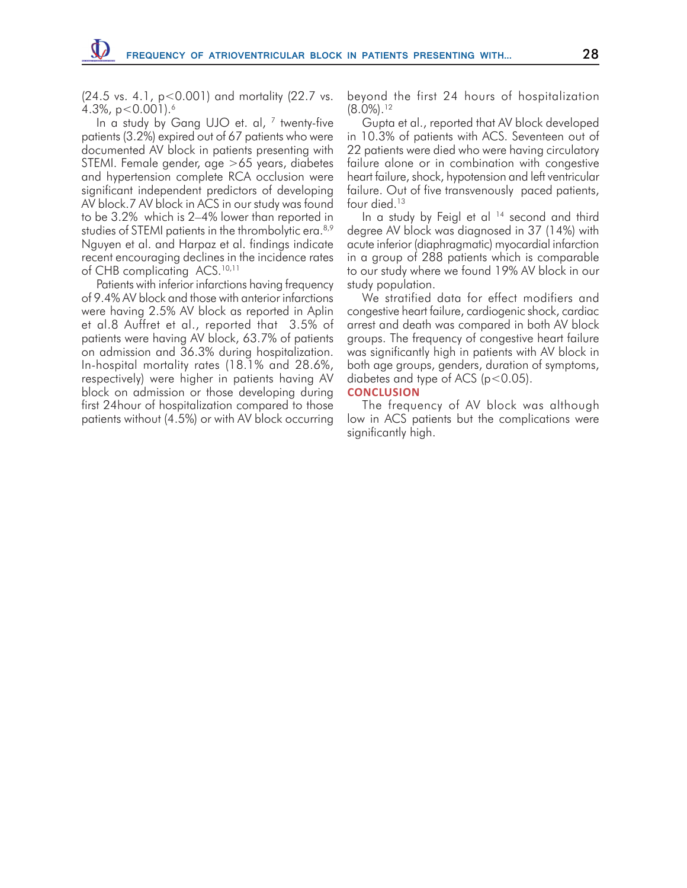(24.5 vs. 4.1, $p<0.001$) and mortality (22.7 vs. 4.3%, $p<0.001$).[6]

In a study by Gang UJO et. al, [7] twenty-five patients (3.2%) expired out of 67 patients who were documented AV block in patients presenting with STEMI. Female gender, age >65 years, diabetes and hypertension complete RCA occlusion were significant independent predictors of developing AV block.7 AV block in ACS in our study was found to be 3.2% which is 2–4% lower than reported in studies of STEMI patients in the thrombolytic era.[8,9] Nguyen et al. and Harpaz et al. findings indicate recent encouraging declines in the incidence rates of CHB complicating ACS.[10,11]

Patients with inferior infarctions having frequency of 9.4% AV block and those with anterior infarctions were having 2.5% AV block as reported in Aplin et al.8 Auffret et al., reported that 3.5% of patients were having AV block, 63.7% of patients on admission and 36.3% during hospitalization. In-hospital mortality rates (18.1% and 28.6%, respectively) were higher in patients having AV block on admission or those developing during first 24hour of hospitalization compared to those patients without (4.5%) or with AV block occurring beyond the first 24 hours of hospitalization (8.0%).[12]

Gupta et al., reported that AV block developed in 10.3% of patients with ACS. Seventeen out of 22 patients were died who were having circulatory failure alone or in combination with congestive heart failure, shock, hypotension and left ventricular failure. Out of five transvenously paced patients, four died.[13]

In a study by Feigl et al [14] second and third degree AV block was diagnosed in 37 (14%) with acute inferior (diaphragmatic) myocardial infarction in a group of 288 patients which is comparable to our study where we found 19% AV block in our study population.

We stratified data for effect modifiers and congestive heart failure, cardiogenic shock, cardiac arrest and death was compared in both AV block groups. The frequency of congestive heart failure was significantly high in patients with AV block in both age groups, genders, duration of symptoms, diabetes and type of ACS ($p<0.05$).

## CONCLUSION

The frequency of AV block was although low in ACS patients but the complications were significantly high.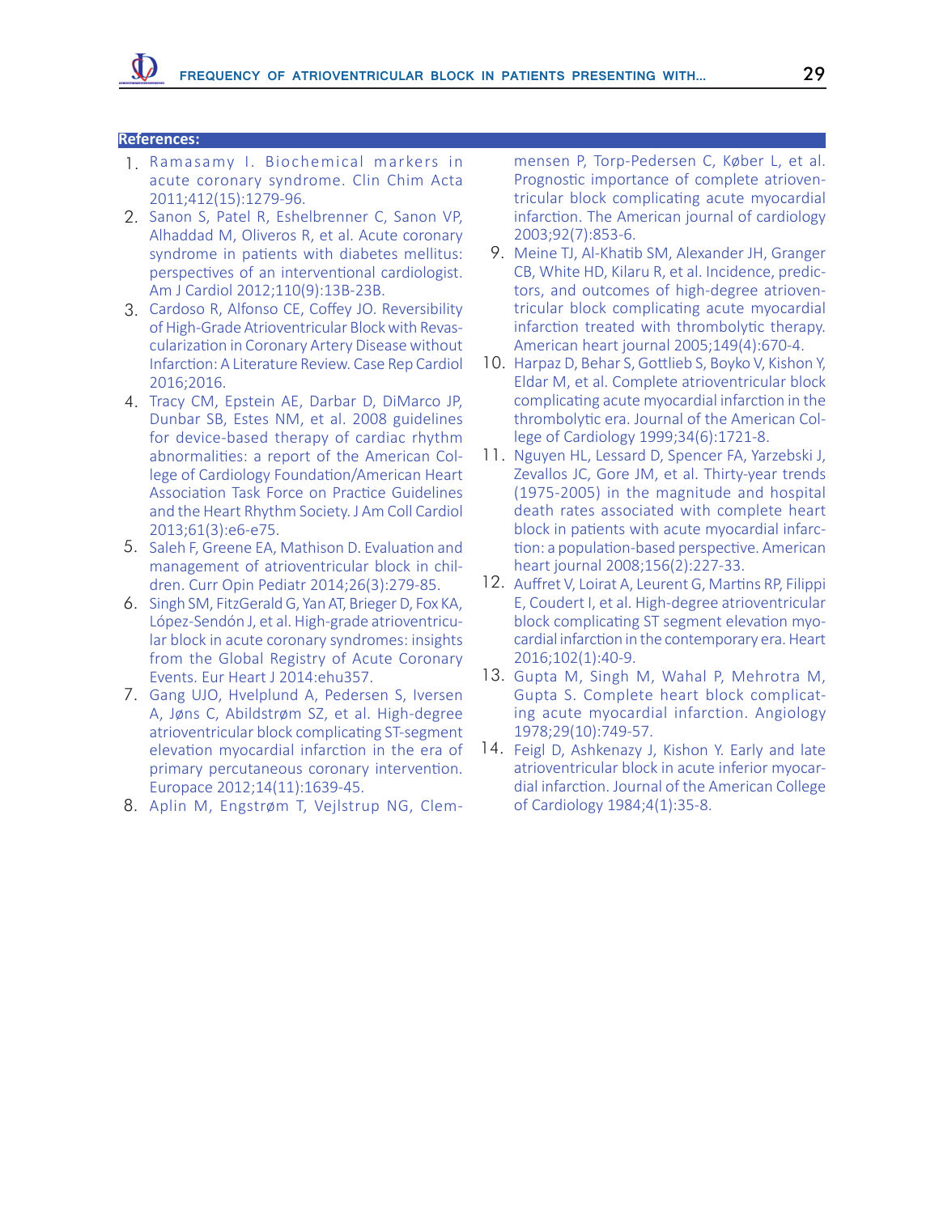## References:

1. Ramasamy I. Biochemical markers in acute coronary syndrome. Clin Chim Acta 2011;412(15):1279-96.
2. Sanon S, Patel R, Eshelbrenner C, Sanon VP, Alhaddad M, Oliveros R, et al. Acute coronary syndrome in patients with diabetes mellitus: perspectives of an interventional cardiologist. Am J Cardiol 2012;110(9):13B-23B.
3. Cardoso R, Alfonso CE, Coffey JO. Reversibility of High-Grade Atrioventricular Block with Revascularization in Coronary Artery Disease without Infarction: A Literature Review. Case Rep Cardiol 2016;2016.
4. Tracy CM, Epstein AE, Darbar D, DiMarco JP, Dunbar SB, Estes NM, et al. 2008 guidelines for device-based therapy of cardiac rhythm abnormalities: a report of the American College of Cardiology Foundation/American Heart Association Task Force on Practice Guidelines and the Heart Rhythm Society. J Am Coll Cardiol 2013;61(3):e6-e75.
5. Saleh F, Greene EA, Mathison D. Evaluation and management of atrioventricular block in children. Curr Opin Pediatr 2014;26(3):279-85.
6. Singh SM, FitzGerald G, Yan AT, Brieger D, Fox KA, López-Sendón J, et al. High-grade atrioventricular block in acute coronary syndromes: insights from the Global Registry of Acute Coronary Events. Eur Heart J 2014:ehu357.
7. Gang UJO, Hvelplund A, Pedersen S, Iversen A, Jøns C, Abildstrøm SZ, et al. High-degree atrioventricular block complicating ST-segment elevation myocardial infarction in the era of primary percutaneous coronary intervention. Europace 2012;14(11):1639-45.
8. Aplin M, Engstrøm T, Vejlstrup NG, Clemmensen P, Torp-Pedersen C, Køber L, et al. Prognostic importance of complete atrioventricular block complicating acute myocardial infarction. The American journal of cardiology 2003;92(7):853-6.
9. Meine TJ, Al-Khatib SM, Alexander JH, Granger CB, White HD, Kilaru R, et al. Incidence, predictors, and outcomes of high-degree atrioventricular block complicating acute myocardial infarction treated with thrombolytic therapy. American heart journal 2005;149(4):670-4.
10. Harpaz D, Behar S, Gottlieb S, Boyko V, Kishon Y, Eldar M, et al. Complete atrioventricular block complicating acute myocardial infarction in the thrombolytic era. Journal of the American College of Cardiology 1999;34(6):1721-8.
11. Nguyen HL, Lessard D, Spencer FA, Yarzebski J, Zevallos JC, Gore JM, et al. Thirty-year trends (1975-2005) in the magnitude and hospital death rates associated with complete heart block in patients with acute myocardial infarction: a population-based perspective. American heart journal 2008;156(2):227-33.
12. Auffret V, Loirat A, Leurent G, Martins RP, Filippi E, Coudert I, et al. High-degree atrioventricular block complicating ST segment elevation myocardial infarction in the contemporary era. Heart 2016;102(1):40-9.
13. Gupta M, Singh M, Wahal P, Mehrotra M, Gupta S. Complete heart block complicating acute myocardial infarction. Angiology 1978;29(10):749-57.
14. Feigl D, Ashkenazy J, Kishon Y. Early and late atrioventricular block in acute inferior myocardial infarction. Journal of the American College of Cardiology 1984;4(1):35-8.